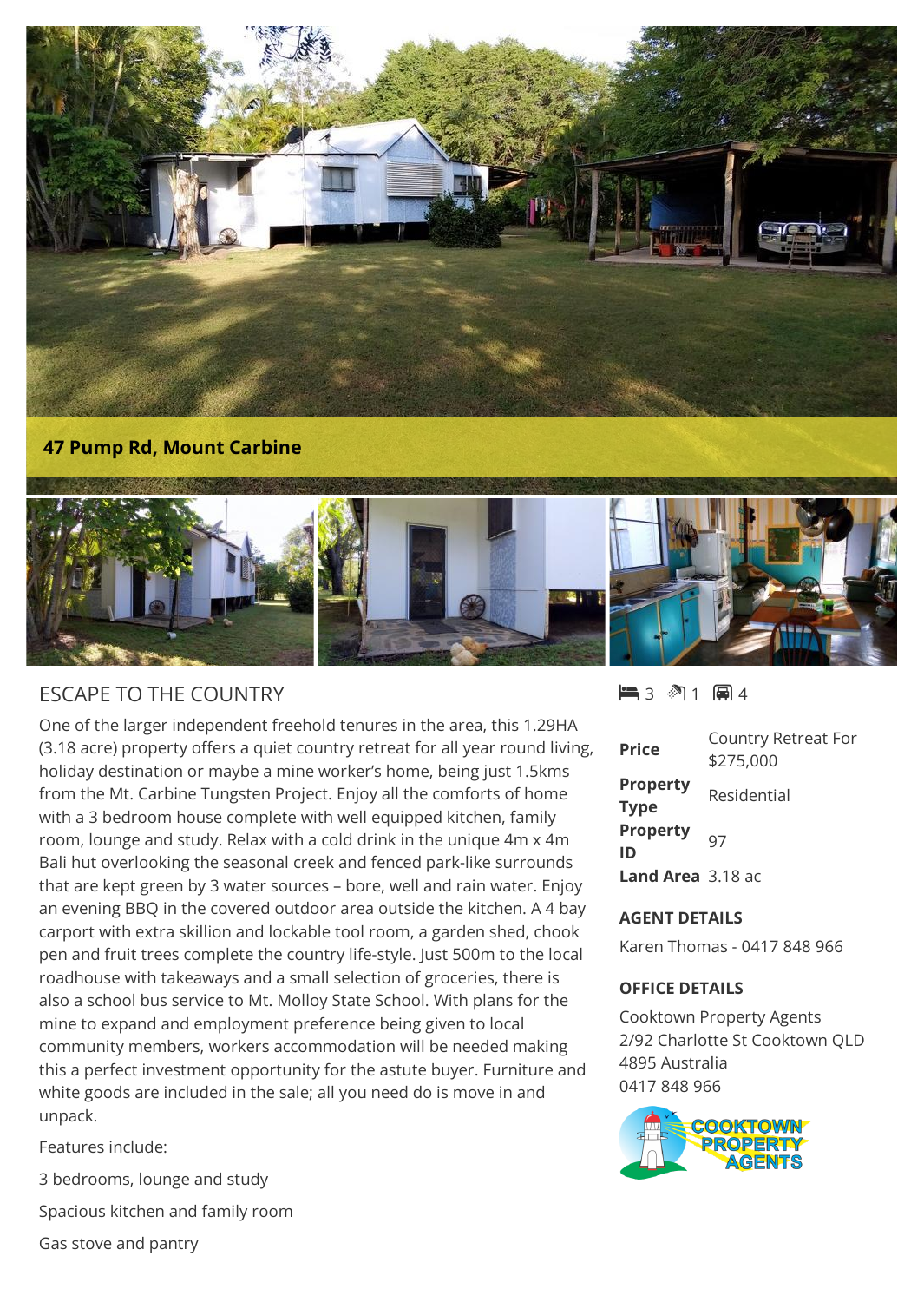**47 Pump Rd, Mount Carbine**

## ESCAPE TO THE COUNTRY

One of the larger independent freehold tenures in the area, this 1.29HA (3.18 acre) property offers a quiet country retreat for all year round living, holiday destination or maybe a mine worker's home, being just 1.5kms from the Mt. Carbine Tungsten Project. Enjoy all the comforts of home with a 3 bedroom house complete with well equipped kitchen, family room, lounge and study. Relax with a cold drink in the unique 4m x 4m Bali hut overlooking the seasonal creek and fenced park-like surrounds that are kept green by 3 water sources – bore, well and rain water. Enjoy an evening BBQ in the covered outdoor area outside the kitchen. A 4 bay carport with extra skillion and lockable tool room, a garden shed, chook pen and fruit trees complete the country life-style. Just 500m to the local roadhouse with takeaways and a small selection of groceries, there is also a school bus service to Mt. Molloy State School. With plans for the mine to expand and employment preference being given to local community members, workers accommodation will be needed making this a perfect investment opportunity for the astute buyer. Furniture and white goods are included in the sale; all you need do is move in and unpack.

Features include:

3 bedrooms, lounge and study

Spacious kitchen and family room

Gas stove and pantry

3 | 1 | 4

| | |
|---|---|
| **Price** | Country Retreat For $275,000 |
| **Property Type** | Residential |
| **Property ID** | 97 |
| **Land Area** | 3.18 ac |

### AGENT DETAILS

Karen Thomas - 0417 848 966

### OFFICE DETAILS

Cooktown Property Agents
2/92 Charlotte St Cooktown QLD 4895 Australia
0417 848 966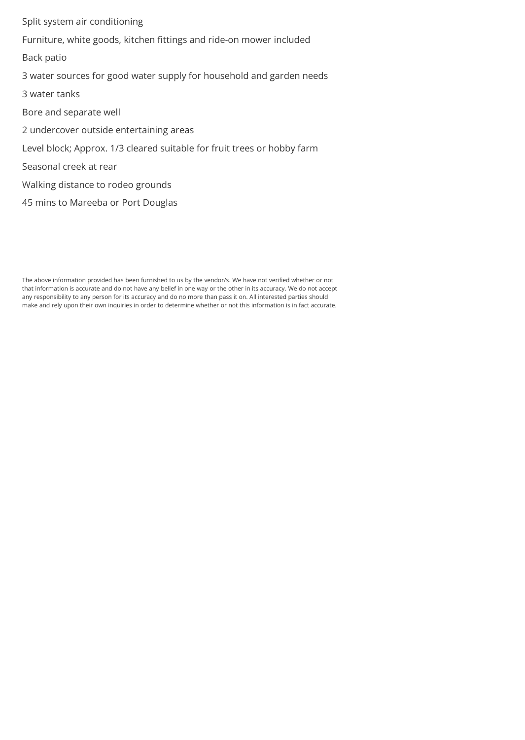Split system air conditioning

Furniture, white goods, kitchen fittings and ride-on mower included

Back patio

3 water sources for good water supply for household and garden needs

3 water tanks

Bore and separate well

2 undercover outside entertaining areas

Level block; Approx. 1/3 cleared suitable for fruit trees or hobby farm

Seasonal creek at rear

Walking distance to rodeo grounds

45 mins to Mareeba or Port Douglas

The above information provided has been furnished to us by the vendor/s. We have not verified whether or not that information is accurate and do not have any belief in one way or the other in its accuracy. We do not accept any responsibility to any person for its accuracy and do no more than pass it on. All interested parties should make and rely upon their own inquiries in order to determine whether or not this information is in fact accurate.